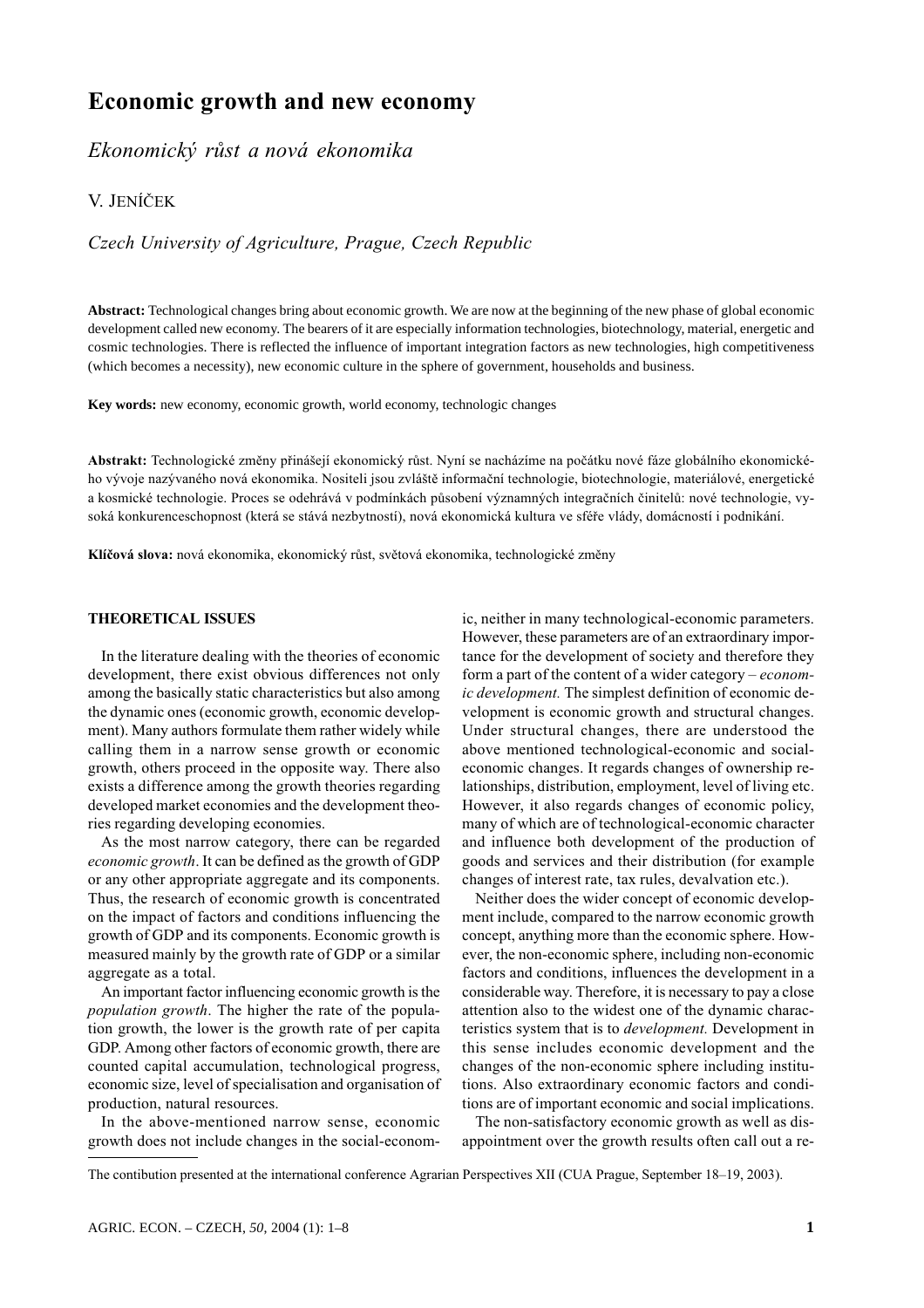# Economic growth and new economy

*Ekonomický růst a nová ekonomika*

V. Jeníček

*Czech University of Agriculture, Prague, Czech Republic*

**Abstract:** Technological changes bring about economic growth. We are now at the beginning of the new phase of global economic development called new economy. The bearers of it are especially information technologies, biotechnology, material, energetic and cosmic technologies. There is reflected the influence of important integration factors as new technologies, high competitiveness (which becomes a necessity), new economic culture in the sphere of government, households and business.

**Key words:** new economy, economic growth, world economy, technologic changes

**Abstrakt:** Technologické změny přinášejí ekonomický růst. Nyní se nacházíme na počátku nové fáze globálního ekonomického vývoje nazývaného nová ekonomika. Nositeli jsou zvláště informační technologie, biotechnologie, materiálové, energetické a kosmické technologie. Proces se odehrává v podmínkách působení významných integračních činitelů: nové technologie, vysoká konkurenceschopnost (která se stává nezbytností), nová ekonomická kultura ve sféře vlády, domácností i podnikání.

**Klíčová slova:** nová ekonomika, ekonomický růst, světová ekonomika, technologické změny

## THEORETICAL ISSUES

In the literature dealing with the theories of economic development, there exist obvious differences not only among the basically static characteristics but also among the dynamic ones (economic growth, economic development). Many authors formulate them rather widely while calling them in a narrow sense growth or economic growth, others proceed in the opposite way. There also exists a difference among the growth theories regarding developed market economies and the development theories regarding developing economies.

As the most narrow category, there can be regarded *economic growth*. It can be defined as the growth of GDP or any other appropriate aggregate and its components. Thus, the research of economic growth is concentrated on the impact of factors and conditions influencing the growth of GDP and its components. Economic growth is measured mainly by the growth rate of GDP or a similar aggregate as a total.

An important factor influencing economic growth is the *population growth*. The higher the rate of the population growth, the lower is the growth rate of per capita GDP. Among other factors of economic growth, there are counted capital accumulation, technological progress, economic size, level of specialisation and organisation of production, natural resources.

In the above-mentioned narrow sense, economic growth does not include changes in the social-economic, neither in many technological-economic parameters. However, these parameters are of an extraordinary importance for the development of society and therefore they form a part of the content of a wider category – *economic development.* The simplest definition of economic development is economic growth and structural changes. Under structural changes, there are understood the above mentioned technological-economic and social-economic changes. It regards changes of ownership relationships, distribution, employment, level of living etc. However, it also regards changes of economic policy, many of which are of technological-economic character and influence both development of the production of goods and services and their distribution (for example changes of interest rate, tax rules, devalvation etc.).

Neither does the wider concept of economic development include, compared to the narrow economic growth concept, anything more than the economic sphere. However, the non-economic sphere, including non-economic factors and conditions, influences the development in a considerable way. Therefore, it is necessary to pay a close attention also to the widest one of the dynamic characteristics system that is to *development.* Development in this sense includes economic development and the changes of the non-economic sphere including institutions. Also extraordinary economic factors and conditions are of important economic and social implications.

The non-satisfactory economic growth as well as disappointment over the growth results often call out a re-

The contibution presented at the international conference Agrarian Perspectives XII (CUA Prague, September 18–19, 2003).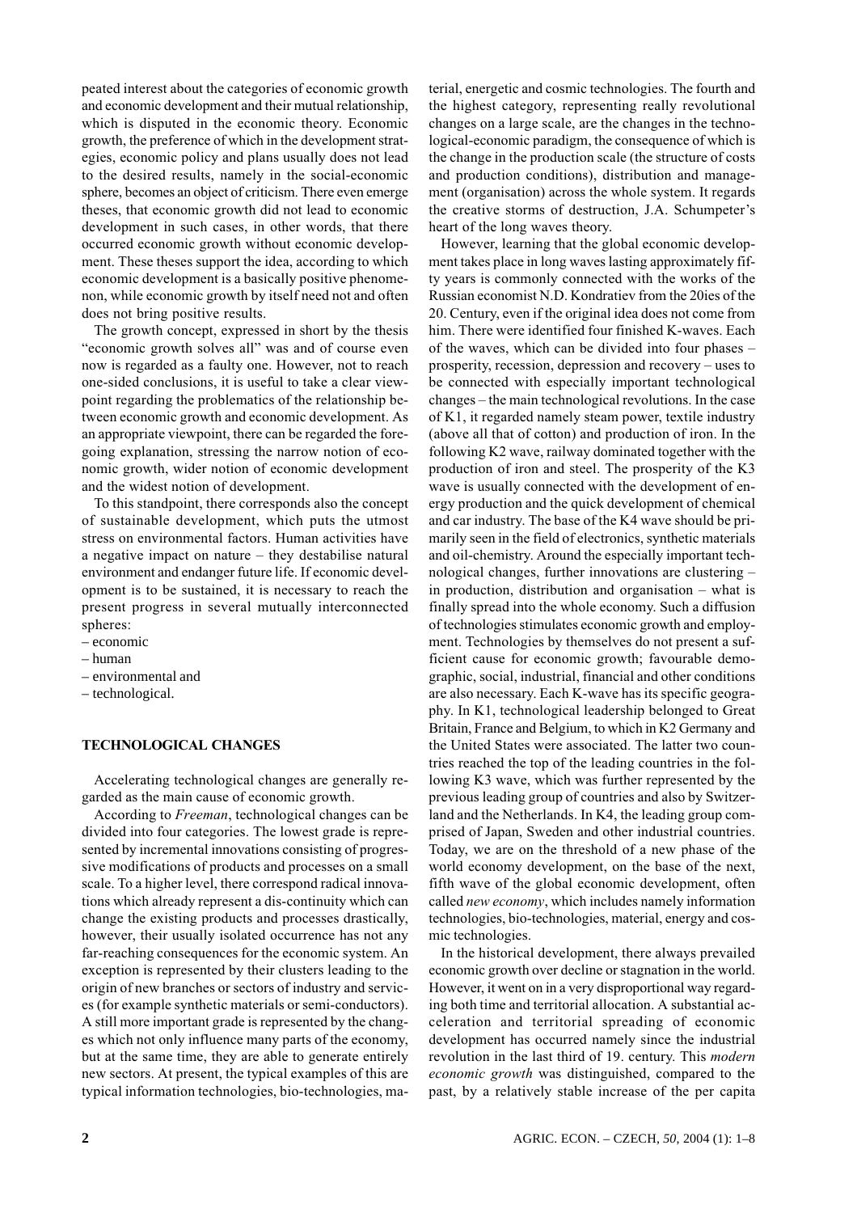peated interest about the categories of economic growth and economic development and their mutual relationship, which is disputed in the economic theory. Economic growth, the preference of which in the development strategies, economic policy and plans usually does not lead to the desired results, namely in the social-economic sphere, becomes an object of criticism. There even emerge theses, that economic growth did not lead to economic development in such cases, in other words, that there occurred economic growth without economic development. These theses support the idea, according to which economic development is a basically positive phenomenon, while economic growth by itself need not and often does not bring positive results.

The growth concept, expressed in short by the thesis "economic growth solves all" was and of course even now is regarded as a faulty one. However, not to reach one-sided conclusions, it is useful to take a clear viewpoint regarding the problematics of the relationship between economic growth and economic development. As an appropriate viewpoint, there can be regarded the foregoing explanation, stressing the narrow notion of economic growth, wider notion of economic development and the widest notion of development.

To this standpoint, there corresponds also the concept of sustainable development, which puts the utmost stress on environmental factors. Human activities have a negative impact on nature – they destabilise natural environment and endanger future life. If economic development is to be sustained, it is necessary to reach the present progress in several mutually interconnected spheres:
– economic
– human
– environmental and
– technological.

## TECHNOLOGICAL CHANGES

Accelerating technological changes are generally regarded as the main cause of economic growth.

According to *Freeman*, technological changes can be divided into four categories. The lowest grade is represented by incremental innovations consisting of progressive modifications of products and processes on a small scale. To a higher level, there correspond radical innovations which already represent a dis-continuity which can change the existing products and processes drastically, however, their usually isolated occurrence has not any far-reaching consequences for the economic system. An exception is represented by their clusters leading to the origin of new branches or sectors of industry and services (for example synthetic materials or semi-conductors). A still more important grade is represented by the changes which not only influence many parts of the economy, but at the same time, they are able to generate entirely new sectors. At present, the typical examples of this are typical information technologies, bio-technologies, material, energetic and cosmic technologies. The fourth and the highest category, representing really revolutional changes on a large scale, are the changes in the technological-economic paradigm, the consequence of which is the change in the production scale (the structure of costs and production conditions), distribution and management (organisation) across the whole system. It regards the creative storms of destruction, J.A. Schumpeter's heart of the long waves theory.

However, learning that the global economic development takes place in long waves lasting approximately fifty years is commonly connected with the works of the Russian economist N.D. Kondratiev from the 20ies of the 20. Century, even if the original idea does not come from him. There were identified four finished K-waves. Each of the waves, which can be divided into four phases – prosperity, recession, depression and recovery – uses to be connected with especially important technological changes – the main technological revolutions. In the case of K1, it regarded namely steam power, textile industry (above all that of cotton) and production of iron. In the following K2 wave, railway dominated together with the production of iron and steel. The prosperity of the K3 wave is usually connected with the development of energy production and the quick development of chemical and car industry. The base of the K4 wave should be primarily seen in the field of electronics, synthetic materials and oil-chemistry. Around the especially important technological changes, further innovations are clustering – in production, distribution and organisation – what is finally spread into the whole economy. Such a diffusion of technologies stimulates economic growth and employment. Technologies by themselves do not present a sufficient cause for economic growth; favourable demographic, social, industrial, financial and other conditions are also necessary. Each K-wave has its specific geography. In K1, technological leadership belonged to Great Britain, France and Belgium, to which in K2 Germany and the United States were associated. The latter two countries reached the top of the leading countries in the following K3 wave, which was further represented by the previous leading group of countries and also by Switzerland and the Netherlands. In K4, the leading group comprised of Japan, Sweden and other industrial countries. Today, we are on the threshold of a new phase of the world economy development, on the base of the next, fifth wave of the global economic development, often called *new economy*, which includes namely information technologies, bio-technologies, material, energy and cosmic technologies.

In the historical development, there always prevailed economic growth over decline or stagnation in the world. However, it went on in a very disproportional way regarding both time and territorial allocation. A substantial acceleration and territorial spreading of economic development has occurred namely since the industrial revolution in the last third of 19. century. This *modern economic growth* was distinguished, compared to the past, by a relatively stable increase of the per capita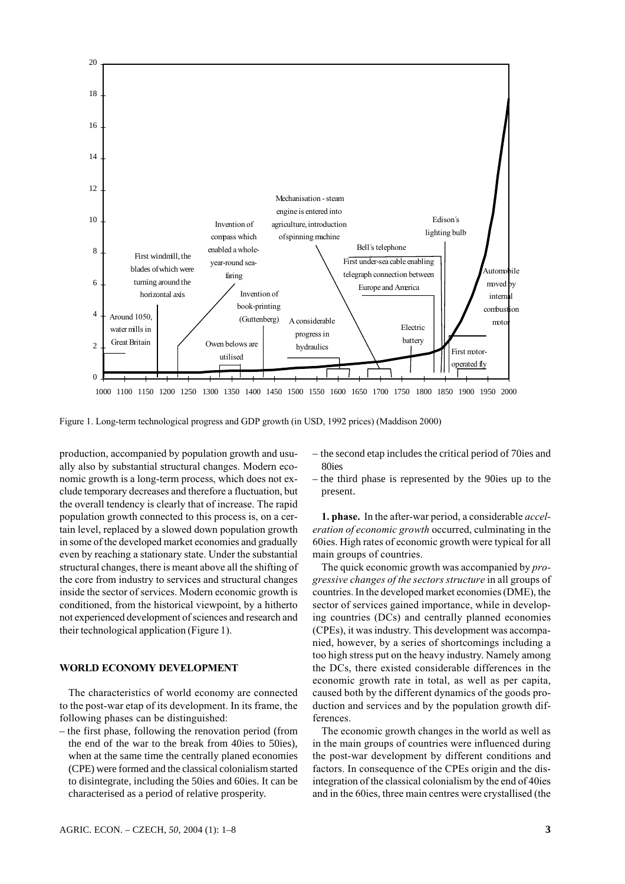Figure 1. Long-term technological progress and GDP growth (in USD, 1992 prices) (Maddison 2000)

production, accompanied by population growth and usually also by substantial structural changes. Modern economic growth is a long-term process, which does not exclude temporary decreases and therefore a fluctuation, but the overall tendency is clearly that of increase. The rapid population growth connected to this process is, on a certain level, replaced by a slowed down population growth in some of the developed market economies and gradually even by reaching a stationary state. Under the substantial structural changes, there is meant above all the shifting of the core from industry to services and structural changes inside the sector of services. Modern economic growth is conditioned, from the historical viewpoint, by a hitherto not experienced development of sciences and research and their technological application (Figure 1).

## WORLD ECONOMY DEVELOPMENT

The characteristics of world economy are connected to the post-war etap of its development. In its frame, the following phases can be distinguished:

– the first phase, following the renovation period (from the end of the war to the break from 40ies to 50ies), when at the same time the centrally planed economies (CPE) were formed and the classical colonialism started to disintegrate, including the 50ies and 60ies. It can be characterised as a period of relative prosperity.

– the second etap includes the critical period of 70ies and 80ies

– the third phase is represented by the 90ies up to the present.

**1. phase.** In the after-war period, a considerable *acceleration of economic growth* occurred, culminating in the 60ies. High rates of economic growth were typical for all main groups of countries.

The quick economic growth was accompanied by *progressive changes of the sectors structure* in all groups of countries. In the developed market economies (DME), the sector of services gained importance, while in developing countries (DCs) and centrally planned economies (CPEs), it was industry. This development was accompanied, however, by a series of shortcomings including a too high stress put on the heavy industry. Namely among the DCs, there existed considerable differences in the economic growth rate in total, as well as per capita, caused both by the different dynamics of the goods production and services and by the population growth differences.

The economic growth changes in the world as well as in the main groups of countries were influenced during the post-war development by different conditions and factors. In consequence of the CPEs origin and the disintegration of the classical colonialism by the end of 40ies and in the 60ies, three main centres were crystallised (the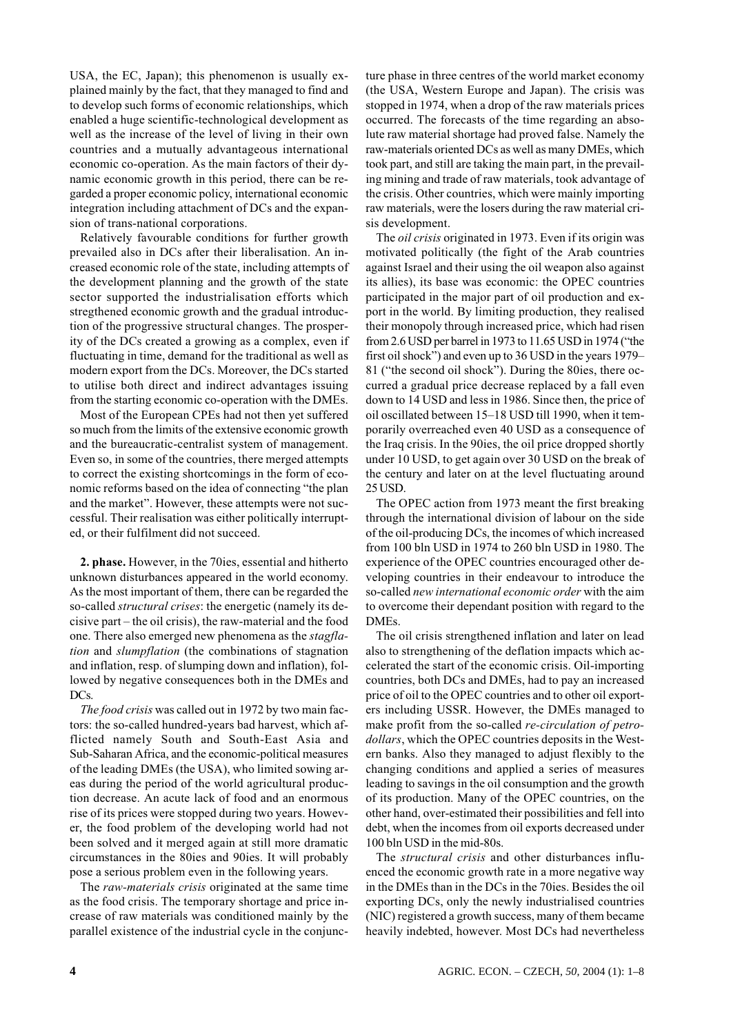USA, the EC, Japan); this phenomenon is usually explained mainly by the fact, that they managed to find and to develop such forms of economic relationships, which enabled a huge scientific-technological development as well as the increase of the level of living in their own countries and a mutually advantageous international economic co-operation. As the main factors of their dynamic economic growth in this period, there can be regarded a proper economic policy, international economic integration including attachment of DCs and the expansion of trans-national corporations.

Relatively favourable conditions for further growth prevailed also in DCs after their liberalisation. An increased economic role of the state, including attempts of the development planning and the growth of the state sector supported the industrialisation efforts which stregthened economic growth and the gradual introduction of the progressive structural changes. The prosperity of the DCs created a growing as a complex, even if fluctuating in time, demand for the traditional as well as modern export from the DCs. Moreover, the DCs started to utilise both direct and indirect advantages issuing from the starting economic co-operation with the DMEs.

Most of the European CPEs had not then yet suffered so much from the limits of the extensive economic growth and the bureaucratic-centralist system of management. Even so, in some of the countries, there merged attempts to correct the existing shortcomings in the form of economic reforms based on the idea of connecting "the plan and the market". However, these attempts were not successful. Their realisation was either politically interrupted, or their fulfilment did not succeed.

**2. phase.** However, in the 70ies, essential and hitherto unknown disturbances appeared in the world economy. As the most important of them, there can be regarded the so-called *structural crises*: the energetic (namely its decisive part – the oil crisis), the raw-material and the food one. There also emerged new phenomena as the *stagflation* and *slumpflation* (the combinations of stagnation and inflation, resp. of slumping down and inflation), followed by negative consequences both in the DMEs and DCs.

*The food crisis* was called out in 1972 by two main factors: the so-called hundred-years bad harvest, which afflicted namely South and South-East Asia and Sub-Saharan Africa, and the economic-political measures of the leading DMEs (the USA), who limited sowing areas during the period of the world agricultural production decrease. An acute lack of food and an enormous rise of its prices were stopped during two years. However, the food problem of the developing world had not been solved and it merged again at still more dramatic circumstances in the 80ies and 90ies. It will probably pose a serious problem even in the following years.

The *raw-materials crisis* originated at the same time as the food crisis. The temporary shortage and price increase of raw materials was conditioned mainly by the parallel existence of the industrial cycle in the conjuncture phase in three centres of the world market economy (the USA, Western Europe and Japan). The crisis was stopped in 1974, when a drop of the raw materials prices occurred. The forecasts of the time regarding an absolute raw material shortage had proved false. Namely the raw-materials oriented DCs as well as many DMEs, which took part, and still are taking the main part, in the prevailing mining and trade of raw materials, took advantage of the crisis. Other countries, which were mainly importing raw materials, were the losers during the raw material crisis development.

The *oil crisis* originated in 1973. Even if its origin was motivated politically (the fight of the Arab countries against Israel and their using the oil weapon also against its allies), its base was economic: the OPEC countries participated in the major part of oil production and export in the world. By limiting production, they realised their monopoly through increased price, which had risen from 2.6 USD per barrel in 1973 to 11.65 USD in 1974 ("the first oil shock") and even up to 36 USD in the years 1979–81 ("the second oil shock"). During the 80ies, there occurred a gradual price decrease replaced by a fall even down to 14 USD and less in 1986. Since then, the price of oil oscillated between 15–18 USD till 1990, when it temporarily overreached even 40 USD as a consequence of the Iraq crisis. In the 90ies, the oil price dropped shortly under 10 USD, to get again over 30 USD on the break of the century and later on at the level fluctuating around 25 USD.

The OPEC action from 1973 meant the first breaking through the international division of labour on the side of the oil-producing DCs, the incomes of which increased from 100 bln USD in 1974 to 260 bln USD in 1980. The experience of the OPEC countries encouraged other developing countries in their endeavour to introduce the so-called *new international economic order* with the aim to overcome their dependant position with regard to the DMEs.

The oil crisis strengthened inflation and later on lead also to strengthening of the deflation impacts which accelerated the start of the economic crisis. Oil-importing countries, both DCs and DMEs, had to pay an increased price of oil to the OPEC countries and to other oil exporters including USSR. However, the DMEs managed to make profit from the so-called *re-circulation of petrodollars*, which the OPEC countries deposits in the Western banks. Also they managed to adjust flexibly to the changing conditions and applied a series of measures leading to savings in the oil consumption and the growth of its production. Many of the OPEC countries, on the other hand, over-estimated their possibilities and fell into debt, when the incomes from oil exports decreased under 100 bln USD in the mid-80s.

The *structural crisis* and other disturbances influenced the economic growth rate in a more negative way in the DMEs than in the DCs in the 70ies. Besides the oil exporting DCs, only the newly industrialised countries (NIC) registered a growth success, many of them became heavily indebted, however. Most DCs had nevertheless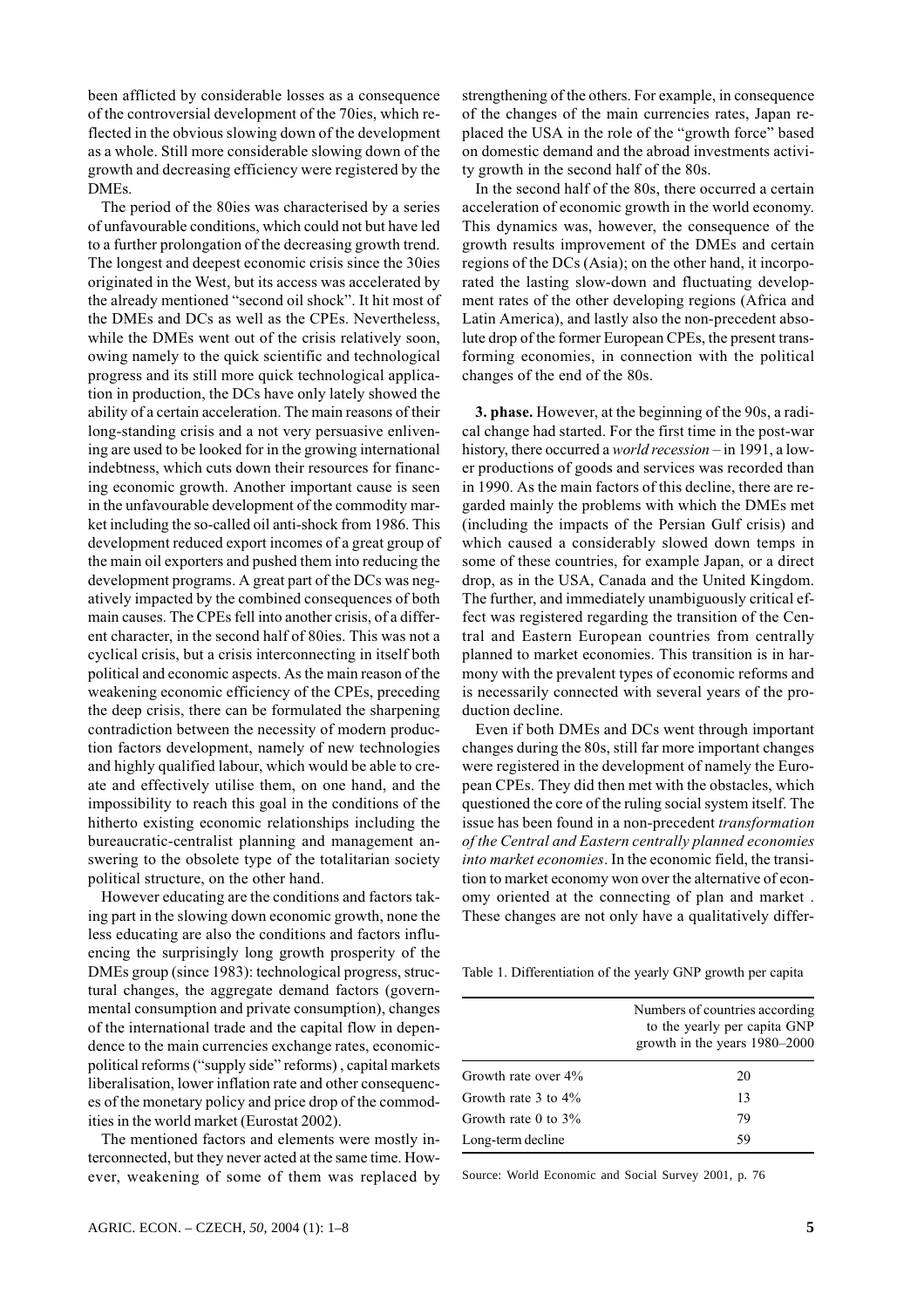been afflicted by considerable losses as a consequence of the controversial development of the 70ies, which reflected in the obvious slowing down of the development as a whole. Still more considerable slowing down of the growth and decreasing efficiency were registered by the DMEs.

The period of the 80ies was characterised by a series of unfavourable conditions, which could not but have led to a further prolongation of the decreasing growth trend. The longest and deepest economic crisis since the 30ies originated in the West, but its access was accelerated by the already mentioned "second oil shock". It hit most of the DMEs and DCs as well as the CPEs. Nevertheless, while the DMEs went out of the crisis relatively soon, owing namely to the quick scientific and technological progress and its still more quick technological application in production, the DCs have only lately showed the ability of a certain acceleration. The main reasons of their long-standing crisis and a not very persuasive enlivening are used to be looked for in the growing international indebtness, which cuts down their resources for financing economic growth. Another important cause is seen in the unfavourable development of the commodity market including the so-called oil anti-shock from 1986. This development reduced export incomes of a great group of the main oil exporters and pushed them into reducing the development programs. A great part of the DCs was negatively impacted by the combined consequences of both main causes. The CPEs fell into another crisis, of a different character, in the second half of 80ies. This was not a cyclical crisis, but a crisis interconnecting in itself both political and economic aspects. As the main reason of the weakening economic efficiency of the CPEs, preceding the deep crisis, there can be formulated the sharpening contradiction between the necessity of modern production factors development, namely of new technologies and highly qualified labour, which would be able to create and effectively utilise them, on one hand, and the impossibility to reach this goal in the conditions of the hitherto existing economic relationships including the bureaucratic-centralist planning and management answering to the obsolete type of the totalitarian society political structure, on the other hand.

However educating are the conditions and factors taking part in the slowing down economic growth, none the less educating are also the conditions and factors influencing the surprisingly long growth prosperity of the DMEs group (since 1983): technological progress, structural changes, the aggregate demand factors (governmental consumption and private consumption), changes of the international trade and the capital flow in dependence to the main currencies exchange rates, economic-political reforms ("supply side" reforms) , capital markets liberalisation, lower inflation rate and other consequences of the monetary policy and price drop of the commodities in the world market (Eurostat 2002).

The mentioned factors and elements were mostly interconnected, but they never acted at the same time. However, weakening of some of them was replaced by strengthening of the others. For example, in consequence of the changes of the main currencies rates, Japan replaced the USA in the role of the "growth force" based on domestic demand and the abroad investments activity growth in the second half of the 80s.

In the second half of the 80s, there occurred a certain acceleration of economic growth in the world economy. This dynamics was, however, the consequence of the growth results improvement of the DMEs and certain regions of the DCs (Asia); on the other hand, it incorporated the lasting slow-down and fluctuating development rates of the other developing regions (Africa and Latin America), and lastly also the non-precedent absolute drop of the former European CPEs, the present transforming economies, in connection with the political changes of the end of the 80s.

**3. phase.** However, at the beginning of the 90s, a radical change had started. For the first time in the post-war history, there occurred a *world recession* – in 1991, a lower productions of goods and services was recorded than in 1990. As the main factors of this decline, there are regarded mainly the problems with which the DMEs met (including the impacts of the Persian Gulf crisis) and which caused a considerably slowed down temps in some of these countries, for example Japan, or a direct drop, as in the USA, Canada and the United Kingdom. The further, and immediately unambiguously critical effect was registered regarding the transition of the Central and Eastern European countries from centrally planned to market economies. This transition is in harmony with the prevalent types of economic reforms and is necessarily connected with several years of the production decline.

Even if both DMEs and DCs went through important changes during the 80s, still far more important changes were registered in the development of namely the European CPEs. They did then met with the obstacles, which questioned the core of the ruling social system itself. The issue has been found in a non-precedent *transformation of the Central and Eastern centrally planned economies into market economies*. In the economic field, the transition to market economy won over the alternative of economy oriented at the connecting of plan and market . These changes are not only have a qualitatively differ-

Table 1. Differentiation of the yearly GNP growth per capita

| | Numbers of countries according to the yearly per capita GNP growth in the years 1980–2000 |
|---|---|
| Growth rate over 4% | 20 |
| Growth rate 3 to 4% | 13 |
| Growth rate 0 to 3% | 79 |
| Long-term decline | 59 |

Source: World Economic and Social Survey 2001, p. 76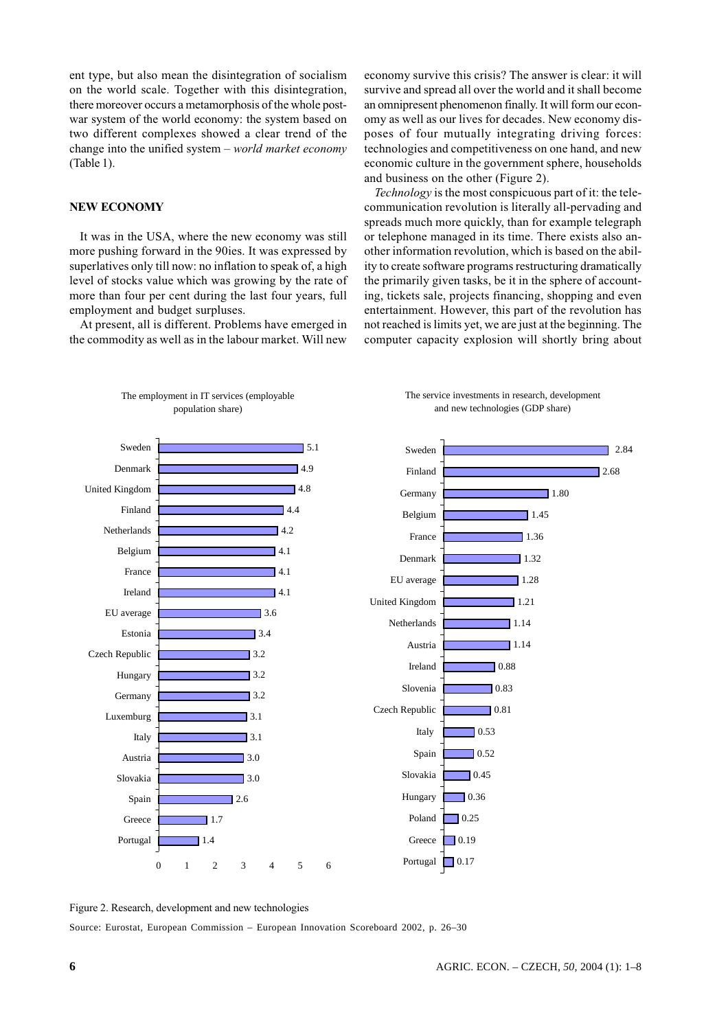ent type, but also mean the disintegration of socialism on the world scale. Together with this disintegration, there moreover occurs a metamorphosis of the whole post-war system of the world economy: the system based on two different complexes showed a clear trend of the change into the unified system – *world market economy* (Table 1).

## NEW ECONOMY

It was in the USA, where the new economy was still more pushing forward in the 90ies. It was expressed by superlatives only till now: no inflation to speak of, a high level of stocks value which was growing by the rate of more than four per cent during the last four years, full employment and budget surpluses.

At present, all is different. Problems have emerged in the commodity as well as in the labour market. Will new economy survive this crisis? The answer is clear: it will survive and spread all over the world and it shall become an omnipresent phenomenon finally. It will form our economy as well as our lives for decades. New economy disposes of four mutually integrating driving forces: technologies and competitiveness on one hand, and new economic culture in the government sphere, households and business on the other (Figure 2).

*Technology* is the most conspicuous part of it: the telecommunication revolution is literally all-pervading and spreads much more quickly, than for example telegraph or telephone managed in its time. There exists also another information revolution, which is based on the ability to create software programs restructuring dramatically the primarily given tasks, be it in the sphere of accounting, tickets sale, projects financing, shopping and even entertainment. However, this part of the revolution has not reached is limits yet, we are just at the beginning. The computer capacity explosion will shortly bring about

The employment in IT services (employable population share)

| Country | Value |
|---|---|
| Sweden | 5.1 |
| Denmark | 4.9 |
| United Kingdom | 4.8 |
| Finland | 4.4 |
| Netherlands | 4.2 |
| Belgium | 4.1 |
| France | 4.1 |
| Ireland | 4.1 |
| EU average | 3.6 |
| Estonia | 3.4 |
| Czech Republic | 3.2 |
| Hungary | 3.2 |
| Germany | 3.2 |
| Luxemburg | 3.1 |
| Italy | 3.1 |
| Austria | 3.0 |
| Slovakia | 3.0 |
| Spain | 2.6 |
| Greece | 1.7 |
| Portugal | 1.4 |

The service investments in research, development and new technologies (GDP share)

| Country | Value |
|---|---|
| Sweden | 2.84 |
| Finland | 2.68 |
| Germany | 1.80 |
| Belgium | 1.45 |
| France | 1.36 |
| Denmark | 1.32 |
| EU average | 1.28 |
| United Kingdom | 1.21 |
| Netherlands | 1.14 |
| Austria | 1.14 |
| Ireland | 0.88 |
| Slovenia | 0.83 |
| Czech Republic | 0.81 |
| Italy | 0.53 |
| Spain | 0.52 |
| Slovakia | 0.45 |
| Hungary | 0.36 |
| Poland | 0.25 |
| Greece | 0.19 |
| Portugal | 0.17 |

Figure 2. Research, development and new technologies

Source: Eurostat, European Commission – European Innovation Scoreboard 2002, p. 26–30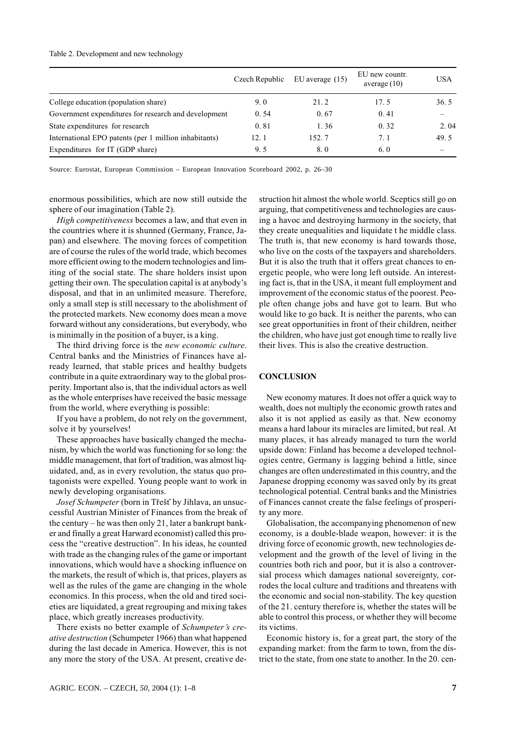Table 2. Development and new technology

| | Czech Republic | EU average (15) | EU new countr. average (10) | USA |
|---|---|---|---|---|
| College education (population share) | 9. 0 | 21. 2 | 17. 5 | 36. 5 |
| Government expenditures for research and development | 0. 54 | 0. 67 | 0. 41 | – |
| State expenditures for research | 0. 81 | 1. 36 | 0. 32 | 2. 04 |
| International EPO patents (per 1 million inhabitants) | 12. 1 | 152. 7 | 7. 1 | 49. 5 |
| Expenditures for IT (GDP share) | 9. 5 | 8. 0 | 6. 0 | – |

Source: Eurostat, European Commission – European Innovation Scoreboard 2002, p. 26–30

enormous possibilities, which are now still outside the sphere of our imagination (Table 2).

*High competitiveness* becomes a law, and that even in the countries where it is shunned (Germany, France, Japan) and elsewhere. The moving forces of competition are of course the rules of the world trade, which becomes more efficient owing to the modern technologies and limiting of the social state. The share holders insist upon getting their own. The speculation capital is at anybody's disposal, and that in an unlimited measure. Therefore, only a small step is still necessary to the abolishment of the protected markets. New economy does mean a move forward without any considerations, but everybody, who is minimally in the position of a buyer, is a king.

The third driving force is the *new economic culture*. Central banks and the Ministries of Finances have already learned, that stable prices and healthy budgets contribute in a quite extraordinary way to the global prosperity. Important also is, that the individual actors as well as the whole enterprises have received the basic message from the world, where everything is possible:

If you have a problem, do not rely on the government, solve it by yourselves!

These approaches have basically changed the mechanism, by which the world was functioning for so long: the middle management, that fort of tradition, was almost liquidated, and, as in every revolution, the status quo protagonists were expelled. Young people want to work in newly developing organisations.

*Josef Schumpeter* (born in Třešť by Jihlava, an unsuccessful Austrian Minister of Finances from the break of the century – he was then only 21, later a bankrupt banker and finally a great Harward economist) called this process the "creative destruction". In his ideas, he counted with trade as the changing rules of the game or important innovations, which would have a shocking influence on the markets, the result of which is, that prices, players as well as the rules of the game are changing in the whole economics. In this process, when the old and tired societies are liquidated, a great regrouping and mixing takes place, which greatly increases productivity.

There exists no better example of *Schumpeter's creative destruction* (Schumpeter 1966) than what happened during the last decade in America. However, this is not any more the story of the USA. At present, creative destruction hit almost the whole world. Sceptics still go on arguing, that competitiveness and technologies are causing a havoc and destroying harmony in the society, that they create unequalities and liquidate t he middle class. The truth is, that new economy is hard towards those, who live on the costs of the taxpayers and shareholders. But it is also the truth that it offers great chances to energetic people, who were long left outside. An interesting fact is, that in the USA, it meant full employment and improvement of the economic status of the poorest. People often change jobs and have got to learn. But who would like to go back. It is neither the parents, who can see great opportunities in front of their children, neither the children, who have just got enough time to really live their lives. This is also the creative destruction.

## CONCLUSION

New economy matures. It does not offer a quick way to wealth, does not multiply the economic growth rates and also it is not applied as easily as that. New economy means a hard labour its miracles are limited, but real. At many places, it has already managed to turn the world upside down: Finland has become a developed technologies centre, Germany is lagging behind a little, since changes are often underestimated in this country, and the Japanese dropping economy was saved only by its great technological potential. Central banks and the Ministries of Finances cannot create the false feelings of prosperity any more.

Globalisation, the accompanying phenomenon of new economy, is a double-blade weapon, however: it is the driving force of economic growth, new technologies development and the growth of the level of living in the countries both rich and poor, but it is also a controversial process which damages national sovereignty, corrodes the local culture and traditions and threatens with the economic and social non-stability. The key question of the 21. century therefore is, whether the states will be able to control this process, or whether they will become its victims.

Economic history is, for a great part, the story of the expanding market: from the farm to town, from the district to the state, from one state to another. In the 20. cen-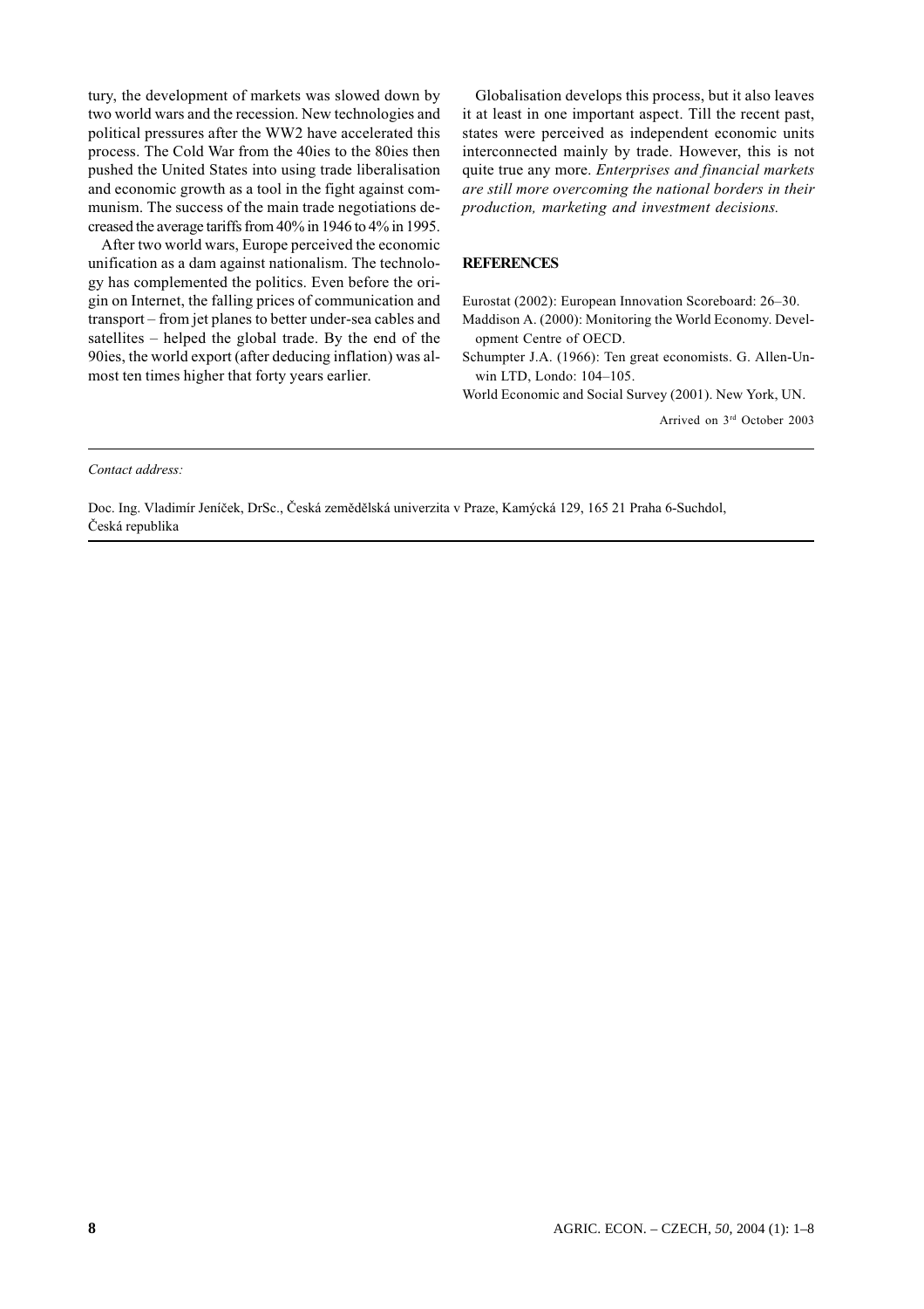tury, the development of markets was slowed down by two world wars and the recession. New technologies and political pressures after the WW2 have accelerated this process. The Cold War from the 40ies to the 80ies then pushed the United States into using trade liberalisation and economic growth as a tool in the fight against communism. The success of the main trade negotiations decreased the average tariffs from 40% in 1946 to 4% in 1995.

After two world wars, Europe perceived the economic unification as a dam against nationalism. The technology has complemented the politics. Even before the origin on Internet, the falling prices of communication and transport – from jet planes to better under-sea cables and satellites – helped the global trade. By the end of the 90ies, the world export (after deducing inflation) was almost ten times higher that forty years earlier.

Globalisation develops this process, but it also leaves it at least in one important aspect. Till the recent past, states were perceived as independent economic units interconnected mainly by trade. However, this is not quite true any more. *Enterprises and financial markets are still more overcoming the national borders in their production, marketing and investment decisions.*

## REFERENCES

Eurostat (2002): European Innovation Scoreboard: 26–30.

Maddison A. (2000): Monitoring the World Economy. Development Centre of OECD.

Schumpter J.A. (1966): Ten great economists. G. Allen-Unwin LTD, Londo: 104–105.

World Economic and Social Survey (2001). New York, UN.

Arrived on 3rd October 2003

*Contact address:*

Doc. Ing. Vladimír Jeníček, DrSc., Česká zemědělská univerzita v Praze, Kamýcká 129, 165 21 Praha 6-Suchdol, Česká republika